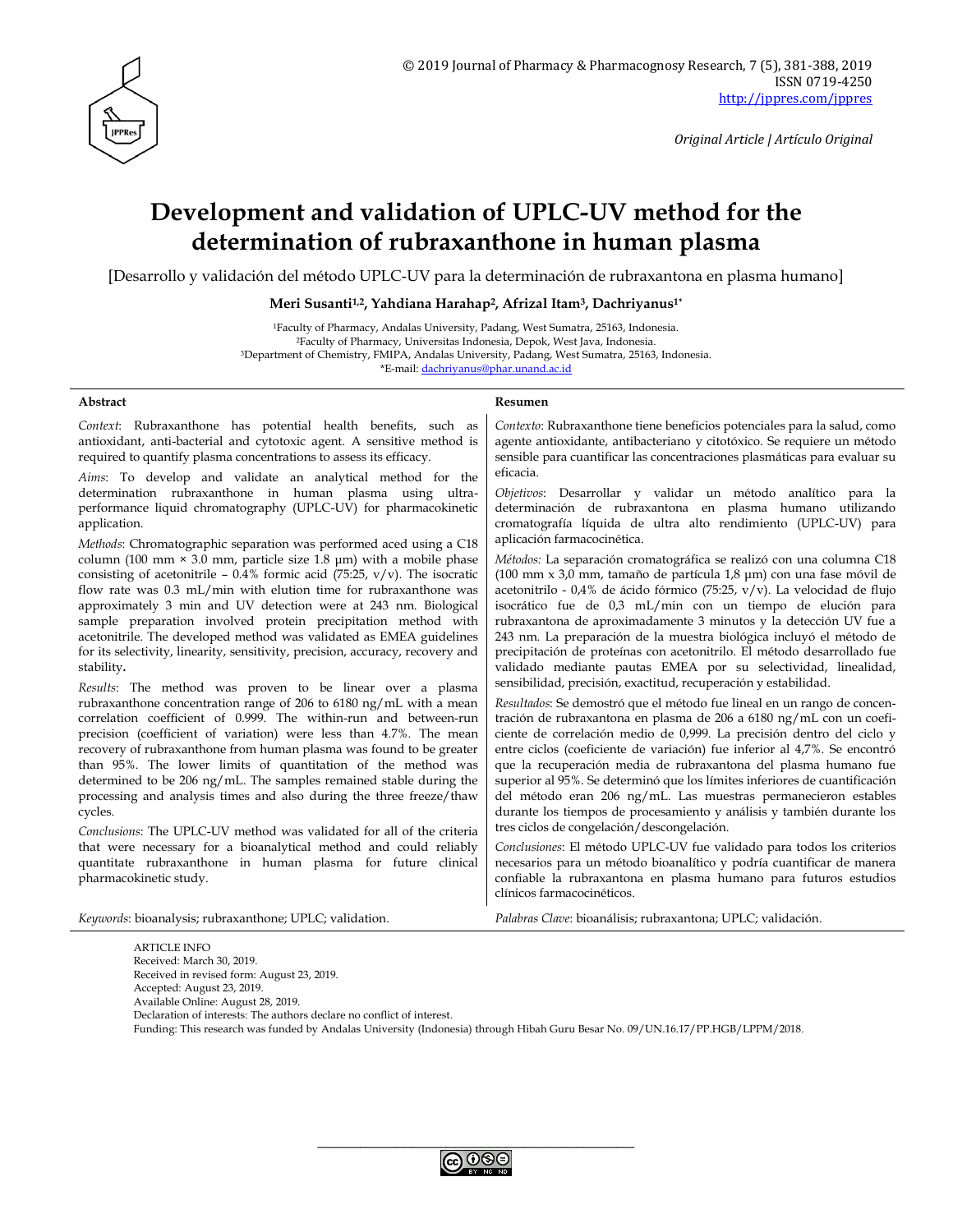Original Article | Artículo Original

# Development and validation of UPLC-UV method for the determination of rubraxanthone in human plasma

[Desarrollo y validación del método UPLC-UV para la determinación de rubraxantona en plasma humano]

**Meri Susanti[1,2], Yahdiana Harahap[2], Afrizal Itam[3], Dachriyanus[1*]**

[1]Faculty of Pharmacy, Andalas University, Padang, West Sumatra, 25163, Indonesia.
[2]Faculty of Pharmacy, Universitas Indonesia, Depok, West Java, Indonesia.
[3]Department of Chemistry, FMIPA, Andalas University, Padang, West Sumatra, 25163, Indonesia.
*E-mail: dachriyanus@phar.unand.ac.id

## Abstract

*Context*: Rubraxanthone has potential health benefits, such as antioxidant, anti-bacterial and cytotoxic agent. A sensitive method is required to quantify plasma concentrations to assess its efficacy.

*Aims*: To develop and validate an analytical method for the determination rubraxanthone in human plasma using ultra-performance liquid chromatography (UPLC-UV) for pharmacokinetic application.

*Methods*: Chromatographic separation was performed aced using a C18 column (100 mm × 3.0 mm, particle size 1.8 µm) with a mobile phase consisting of acetonitrile – 0.4% formic acid (75:25, v/v). The isocratic flow rate was 0.3 mL/min with elution time for rubraxanthone was approximately 3 min and UV detection were at 243 nm. Biological sample preparation involved protein precipitation method with acetonitrile. The developed method was validated as EMEA guidelines for its selectivity, linearity, sensitivity, precision, accuracy, recovery and stability**.**

*Results*: The method was proven to be linear over a plasma rubraxanthone concentration range of 206 to 6180 ng/mL with a mean correlation coefficient of 0.999. The within-run and between-run precision (coefficient of variation) were less than 4.7%. The mean recovery of rubraxanthone from human plasma was found to be greater than 95%. The lower limits of quantitation of the method was determined to be 206 ng/mL. The samples remained stable during the processing and analysis times and also during the three freeze/thaw cycles.

*Conclusions*: The UPLC-UV method was validated for all of the criteria that were necessary for a bioanalytical method and could reliably quantitate rubraxanthone in human plasma for future clinical pharmacokinetic study.

*Keywords*: bioanalysis; rubraxanthone; UPLC; validation.

## Resumen

*Contexto*: Rubraxanthone tiene beneficios potenciales para la salud, como agente antioxidante, antibacteriano y citotóxico. Se requiere un método sensible para cuantificar las concentraciones plasmáticas para evaluar su eficacia.

*Objetivos*: Desarrollar y validar un método analítico para la determinación de rubraxantona en plasma humano utilizando cromatografía líquida de ultra alto rendimiento (UPLC-UV) para aplicación farmacocinética.

*Métodos:* La separación cromatográfica se realizó con una columna C18 (100 mm x 3,0 mm, tamaño de partícula 1,8 µm) con una fase móvil de acetonitrilo - 0,4% de ácido fórmico (75:25, v/v). La velocidad de flujo isocrático fue de 0,3 mL/min con un tiempo de elución para rubraxantona de aproximadamente 3 minutos y la detección UV fue a 243 nm. La preparación de la muestra biológica incluyó el método de precipitación de proteínas con acetonitrilo. El método desarrollado fue validado mediante pautas EMEA por su selectividad, linealidad, sensibilidad, precisión, exactitud, recuperación y estabilidad.

*Resultados*: Se demostró que el método fue lineal en un rango de concentración de rubraxantona en plasma de 206 a 6180 ng/mL con un coeficiente de correlación medio de 0,999. La precisión dentro del ciclo y entre ciclos (coeficiente de variación) fue inferior al 4,7%. Se encontró que la recuperación media de rubraxantona del plasma humano fue superior al 95%. Se determinó que los límites inferiores de cuantificación del método eran 206 ng/mL. Las muestras permanecieron estables durante los tiempos de procesamiento y análisis y también durante los tres ciclos de congelación/descongelación.

*Conclusiones*: El método UPLC-UV fue validado para todos los criterios necesarios para un método bioanalítico y podría cuantificar de manera confiable la rubraxantona en plasma humano para futuros estudios clínicos farmacocinéticos.

*Palabras Clave*: bioanálisis; rubraxantona; UPLC; validación.

ARTICLE INFO
Received: March 30, 2019.
Received in revised form: August 23, 2019.
Accepted: August 23, 2019.
Available Online: August 28, 2019.
Declaration of interests: The authors declare no conflict of interest.
Funding: This research was funded by Andalas University (Indonesia) through Hibah Guru Besar No. 09/UN.16.17/PP.HGB/LPPM/2018.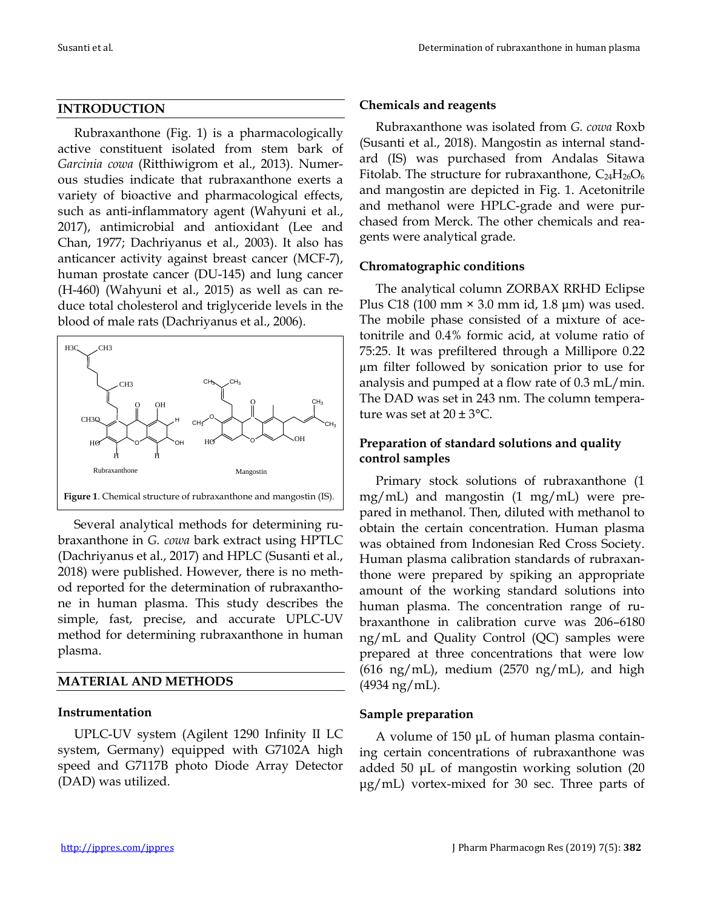## INTRODUCTION

Rubraxanthone (Fig. 1) is a pharmacologically active constituent isolated from stem bark of *Garcinia cowa* (Ritthiwigrom et al., 2013). Numerous studies indicate that rubraxanthone exerts a variety of bioactive and pharmacological effects, such as anti-inflammatory agent (Wahyuni et al., 2017), antimicrobial and antioxidant (Lee and Chan, 1977; Dachriyanus et al., 2003). It also has anticancer activity against breast cancer (MCF-7), human prostate cancer (DU-145) and lung cancer (H-460) (Wahyuni et al., 2015) as well as can reduce total cholesterol and triglyceride levels in the blood of male rats (Dachriyanus et al., 2006).

**Figure 1**. Chemical structure of rubraxanthone and mangostin (IS).

Several analytical methods for determining rubraxanthone in *G. cowa* bark extract using HPTLC (Dachriyanus et al., 2017) and HPLC (Susanti et al., 2018) were published. However, there is no method reported for the determination of rubraxanthone in human plasma. This study describes the simple, fast, precise, and accurate UPLC-UV method for determining rubraxanthone in human plasma.

## MATERIAL AND METHODS

### Instrumentation

UPLC-UV system (Agilent 1290 Infinity II LC system, Germany) equipped with G7102A high speed and G7117B photo Diode Array Detector (DAD) was utilized.

### Chemicals and reagents

Rubraxanthone was isolated from *G. cowa* Roxb (Susanti et al., 2018). Mangostin as internal standard (IS) was purchased from Andalas Sitawa Fitolab. The structure for rubraxanthone, $C_{24}H_{26}O_6$ and mangostin are depicted in Fig. 1. Acetonitrile and methanol were HPLC-grade and were purchased from Merck. The other chemicals and reagents were analytical grade.

### Chromatographic conditions

The analytical column ZORBAX RRHD Eclipse Plus C18 (100 mm × 3.0 mm id, 1.8 µm) was used. The mobile phase consisted of a mixture of acetonitrile and 0.4% formic acid, at volume ratio of 75:25. It was prefiltered through a Millipore 0.22 µm filter followed by sonication prior to use for analysis and pumped at a flow rate of 0.3 mL/min. The DAD was set in 243 nm. The column temperature was set at 20 ± 3°C.

### Preparation of standard solutions and quality control samples

Primary stock solutions of rubraxanthone (1 mg/mL) and mangostin (1 mg/mL) were prepared in methanol. Then, diluted with methanol to obtain the certain concentration. Human plasma was obtained from Indonesian Red Cross Society. Human plasma calibration standards of rubraxanthone were prepared by spiking an appropriate amount of the working standard solutions into human plasma. The concentration range of rubraxanthone in calibration curve was 206–6180 ng/mL and Quality Control (QC) samples were prepared at three concentrations that were low (616 ng/mL), medium (2570 ng/mL), and high (4934 ng/mL).

### Sample preparation

A volume of 150 µL of human plasma containing certain concentrations of rubraxanthone was added 50 µL of mangostin working solution (20 µg/mL) vortex-mixed for 30 sec. Three parts of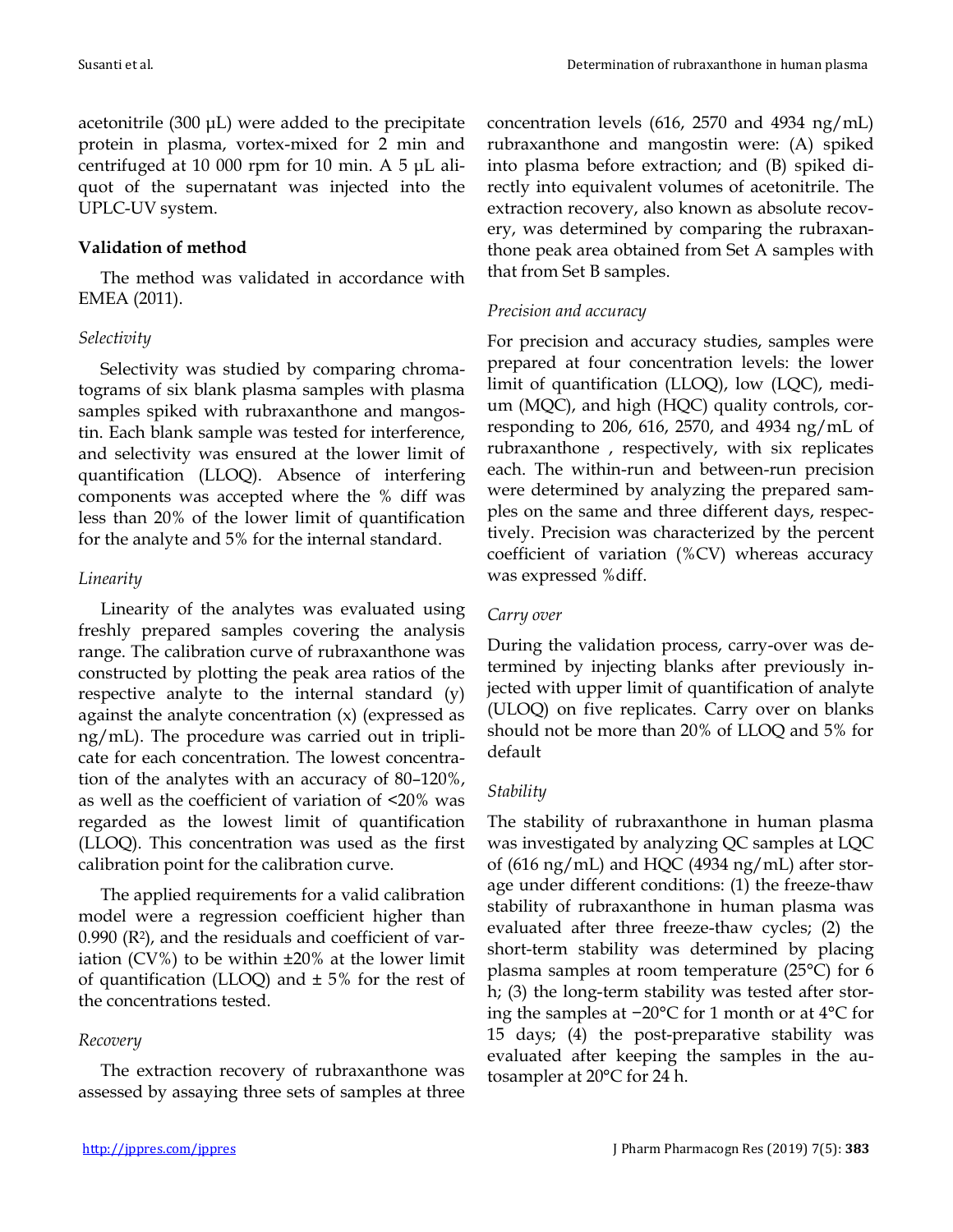acetonitrile (300 µL) were added to the precipitate protein in plasma, vortex-mixed for 2 min and centrifuged at 10 000 rpm for 10 min. A 5 µL aliquot of the supernatant was injected into the UPLC-UV system.

**Validation of method**

The method was validated in accordance with EMEA (2011).

*Selectivity*

Selectivity was studied by comparing chromatograms of six blank plasma samples with plasma samples spiked with rubraxanthone and mangostin. Each blank sample was tested for interference, and selectivity was ensured at the lower limit of quantification (LLOQ). Absence of interfering components was accepted where the % diff was less than 20% of the lower limit of quantification for the analyte and 5% for the internal standard.

*Linearity*

Linearity of the analytes was evaluated using freshly prepared samples covering the analysis range. The calibration curve of rubraxanthone was constructed by plotting the peak area ratios of the respective analyte to the internal standard (y) against the analyte concentration (x) (expressed as ng/mL). The procedure was carried out in triplicate for each concentration. The lowest concentration of the analytes with an accuracy of 80–120%, as well as the coefficient of variation of <20% was regarded as the lowest limit of quantification (LLOQ). This concentration was used as the first calibration point for the calibration curve.

The applied requirements for a valid calibration model were a regression coefficient higher than 0.990 ($R^2$), and the residuals and coefficient of variation (CV%) to be within ±20% at the lower limit of quantification (LLOQ) and ± 5% for the rest of the concentrations tested.

*Recovery*

The extraction recovery of rubraxanthone was assessed by assaying three sets of samples at three concentration levels (616, 2570 and 4934 ng/mL) rubraxanthone and mangostin were: (A) spiked into plasma before extraction; and (B) spiked directly into equivalent volumes of acetonitrile. The extraction recovery, also known as absolute recovery, was determined by comparing the rubraxanthone peak area obtained from Set A samples with that from Set B samples.

*Precision and accuracy*

For precision and accuracy studies, samples were prepared at four concentration levels: the lower limit of quantification (LLOQ), low (LQC), medium (MQC), and high (HQC) quality controls, corresponding to 206, 616, 2570, and 4934 ng/mL of rubraxanthone , respectively, with six replicates each. The within-run and between-run precision were determined by analyzing the prepared samples on the same and three different days, respectively. Precision was characterized by the percent coefficient of variation (%CV) whereas accuracy was expressed %diff.

*Carry over*

During the validation process, carry-over was determined by injecting blanks after previously injected with upper limit of quantification of analyte (ULOQ) on five replicates. Carry over on blanks should not be more than 20% of LLOQ and 5% for default

*Stability*

The stability of rubraxanthone in human plasma was investigated by analyzing QC samples at LQC of (616 ng/mL) and HQC (4934 ng/mL) after storage under different conditions: (1) the freeze-thaw stability of rubraxanthone in human plasma was evaluated after three freeze-thaw cycles; (2) the short-term stability was determined by placing plasma samples at room temperature (25°C) for 6 h; (3) the long-term stability was tested after storing the samples at −20°C for 1 month or at 4°C for 15 days; (4) the post-preparative stability was evaluated after keeping the samples in the autosampler at 20°C for 24 h.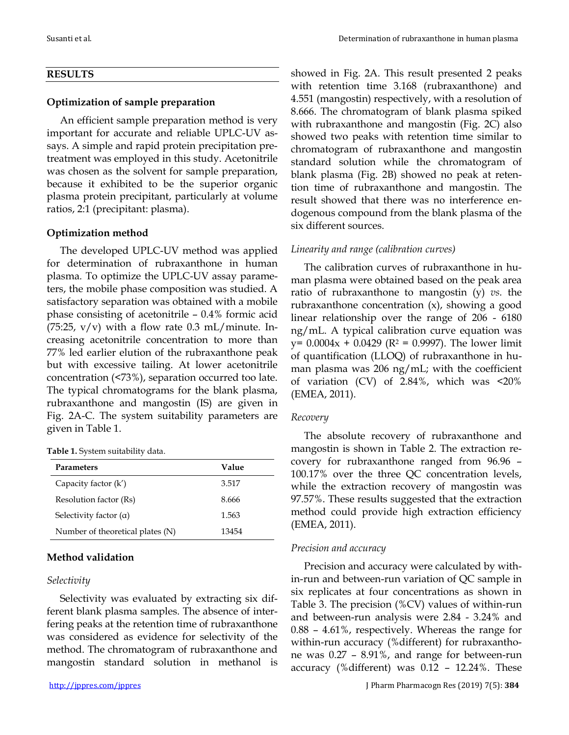## RESULTS

### Optimization of sample preparation

An efficient sample preparation method is very important for accurate and reliable UPLC-UV assays. A simple and rapid protein precipitation pretreatment was employed in this study. Acetonitrile was chosen as the solvent for sample preparation, because it exhibited to be the superior organic plasma protein precipitant, particularly at volume ratios, 2:1 (precipitant: plasma).

### Optimization method

The developed UPLC-UV method was applied for determination of rubraxanthone in human plasma. To optimize the UPLC-UV assay parameters, the mobile phase composition was studied. A satisfactory separation was obtained with a mobile phase consisting of acetonitrile – 0.4% formic acid (75:25, v/v) with a flow rate 0.3 mL/minute. Increasing acetonitrile concentration to more than 77% led earlier elution of the rubraxanthone peak but with excessive tailing. At lower acetonitrile concentration (<73%), separation occurred too late. The typical chromatograms for the blank plasma, rubraxanthone and mangostin (IS) are given in Fig. 2A-C. The system suitability parameters are given in Table 1.

**Table 1.** System suitability data.

| Parameters | Value |
|---|---|
| Capacity factor (k') | 3.517 |
| Resolution factor (Rs) | 8.666 |
| Selectivity factor (α) | 1.563 |
| Number of theoretical plates (N) | 13454 |

### Method validation

*Selectivity*

Selectivity was evaluated by extracting six different blank plasma samples. The absence of interfering peaks at the retention time of rubraxanthone was considered as evidence for selectivity of the method. The chromatogram of rubraxanthone and mangostin standard solution in methanol is showed in Fig. 2A. This result presented 2 peaks with retention time 3.168 (rubraxanthone) and 4.551 (mangostin) respectively, with a resolution of 8.666. The chromatogram of blank plasma spiked with rubraxanthone and mangostin (Fig. 2C) also showed two peaks with retention time similar to chromatogram of rubraxanthone and mangostin standard solution while the chromatogram of blank plasma (Fig. 2B) showed no peak at retention time of rubraxanthone and mangostin. The result showed that there was no interference endogenous compound from the blank plasma of the six different sources.

*Linearity and range (calibration curves)*

The calibration curves of rubraxanthone in human plasma were obtained based on the peak area ratio of rubraxanthone to mangostin (y) *vs.* the rubraxanthone concentration (x), showing a good linear relationship over the range of 206 - 6180 ng/mL. A typical calibration curve equation was $y = 0.0004x + 0.0429$ ($R^2 = 0.9997$). The lower limit of quantification (LLOQ) of rubraxanthone in human plasma was 206 ng/mL; with the coefficient of variation (CV) of 2.84%, which was <20% (EMEA, 2011).

*Recovery*

The absolute recovery of rubraxanthone and mangostin is shown in Table 2. The extraction recovery for rubraxanthone ranged from 96.96 – 100.17% over the three QC concentration levels, while the extraction recovery of mangostin was 97.57%. These results suggested that the extraction method could provide high extraction efficiency (EMEA, 2011).

*Precision and accuracy*

Precision and accuracy were calculated by within-run and between-run variation of QC sample in six replicates at four concentrations as shown in Table 3. The precision (%CV) values of within-run and between-run analysis were 2.84 - 3.24% and 0.88 – 4.61%, respectively. Whereas the range for within-run accuracy (%different) for rubraxanthone was 0.27 – 8.91%, and range for between-run accuracy (%different) was 0.12 – 12.24%. These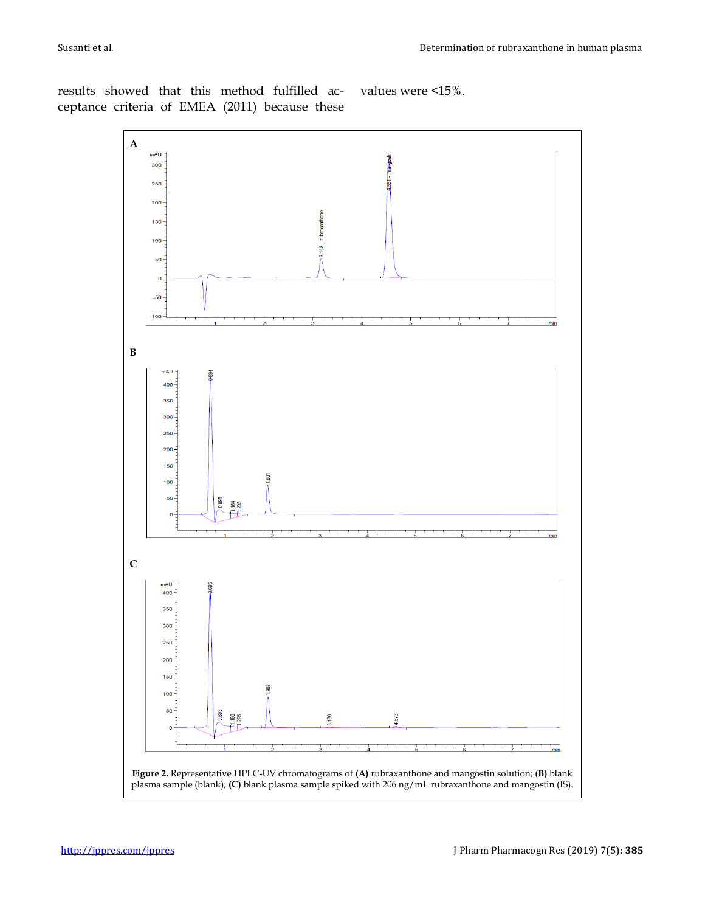results showed that this method fulfilled acceptance criteria of EMEA (2011) because these values were <15%.

**Figure 2.** Representative HPLC-UV chromatograms of **(A)** rubraxanthone and mangostin solution; **(B)** blank plasma sample (blank); **(C)** blank plasma sample spiked with 206 ng/mL rubraxanthone and mangostin (IS).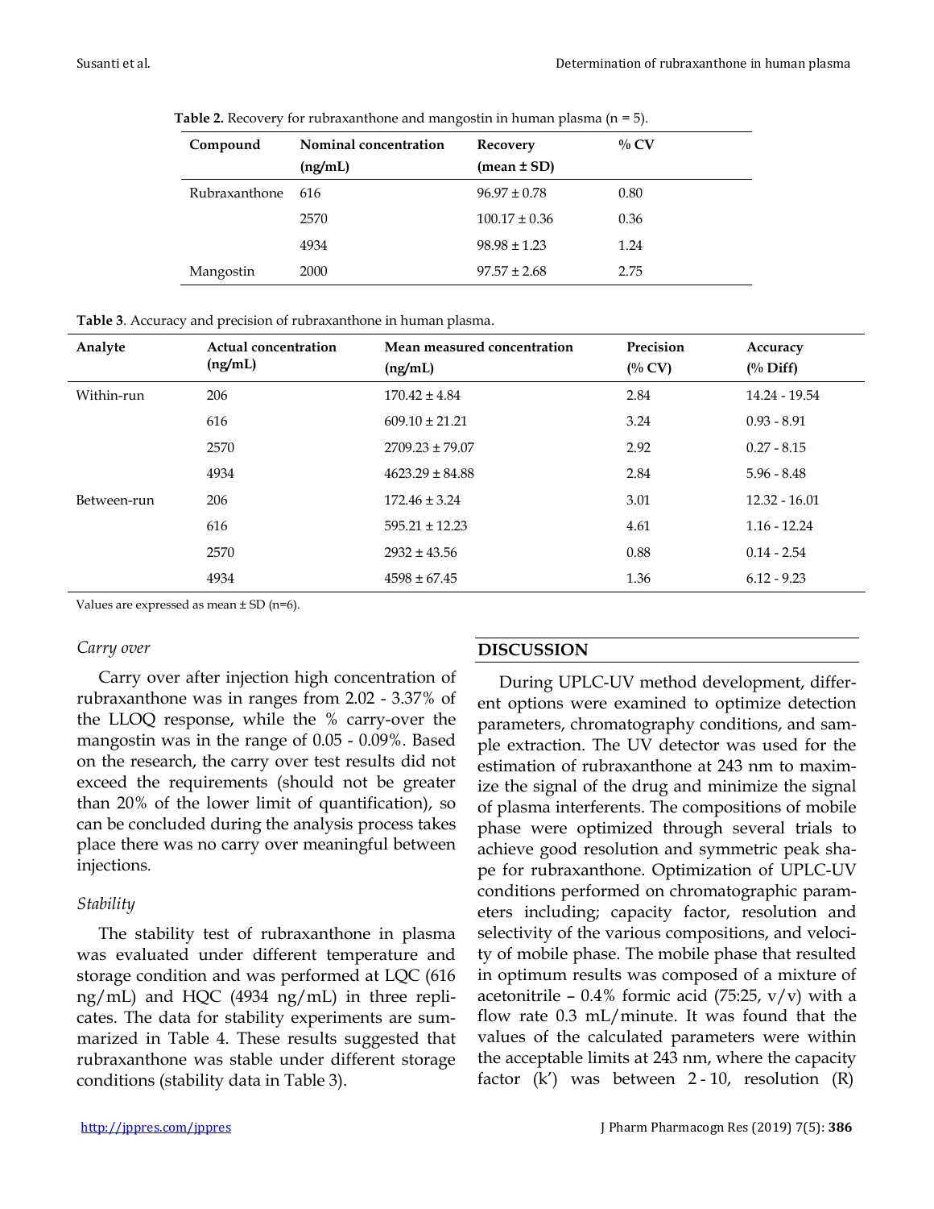**Table 2.** Recovery for rubraxanthone and mangostin in human plasma (n = 5).

| Compound | Nominal concentration (ng/mL) | Recovery (mean ± SD) | % CV |
|---|---|---|---|
| Rubraxanthone | 616 | 96.97 ± 0.78 | 0.80 |
| | 2570 | 100.17 ± 0.36 | 0.36 |
| | 4934 | 98.98 ± 1.23 | 1.24 |
| Mangostin | 2000 | 97.57 ± 2.68 | 2.75 |

**Table 3**. Accuracy and precision of rubraxanthone in human plasma.

| Analyte | Actual concentration (ng/mL) | Mean measured concentration (ng/mL) | Precision (% CV) | Accuracy (% Diff) |
|---|---|---|---|---|
| Within-run | 206 | 170.42 ± 4.84 | 2.84 | 14.24 - 19.54 |
| | 616 | 609.10 ± 21.21 | 3.24 | 0.93 - 8.91 |
| | 2570 | 2709.23 ± 79.07 | 2.92 | 0.27 - 8.15 |
| | 4934 | 4623.29 ± 84.88 | 2.84 | 5.96 - 8.48 |
| Between-run | 206 | 172.46 ± 3.24 | 3.01 | 12.32 - 16.01 |
| | 616 | 595.21 ± 12.23 | 4.61 | 1.16 - 12.24 |
| | 2570 | 2932 ± 43.56 | 0.88 | 0.14 - 2.54 |
| | 4934 | 4598 ± 67.45 | 1.36 | 6.12 - 9.23 |

Values are expressed as mean ± SD (n=6).

### *Carry over*

Carry over after injection high concentration of rubraxanthone was in ranges from 2.02 - 3.37% of the LLOQ response, while the % carry-over the mangostin was in the range of 0.05 - 0.09%. Based on the research, the carry over test results did not exceed the requirements (should not be greater than 20% of the lower limit of quantification), so can be concluded during the analysis process takes place there was no carry over meaningful between injections.

### *Stability*

The stability test of rubraxanthone in plasma was evaluated under different temperature and storage condition and was performed at LQC (616 ng/mL) and HQC (4934 ng/mL) in three replicates. The data for stability experiments are summarized in Table 4. These results suggested that rubraxanthone was stable under different storage conditions (stability data in Table 3).

## DISCUSSION

During UPLC-UV method development, different options were examined to optimize detection parameters, chromatography conditions, and sample extraction. The UV detector was used for the estimation of rubraxanthone at 243 nm to maximize the signal of the drug and minimize the signal of plasma interferents. The compositions of mobile phase were optimized through several trials to achieve good resolution and symmetric peak shape for rubraxanthone. Optimization of UPLC-UV conditions performed on chromatographic parameters including; capacity factor, resolution and selectivity of the various compositions, and velocity of mobile phase. The mobile phase that resulted in optimum results was composed of a mixture of acetonitrile – 0.4% formic acid (75:25, v/v) with a flow rate 0.3 mL/minute. It was found that the values of the calculated parameters were within the acceptable limits at 243 nm, where the capacity factor (k’) was between 2 - 10, resolution (R)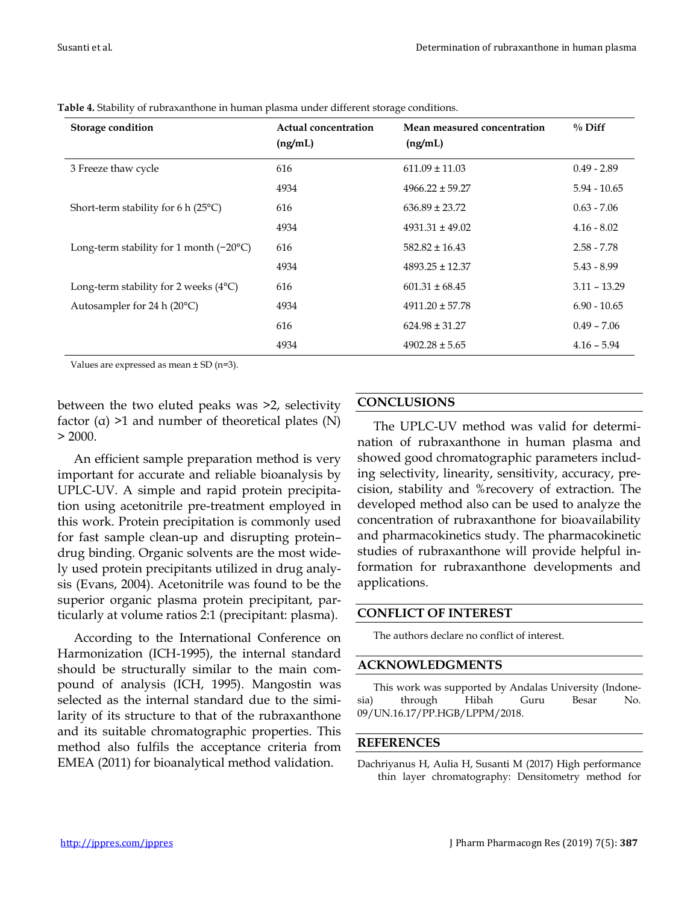**Table 4.** Stability of rubraxanthone in human plasma under different storage conditions.

| Storage condition | Actual concentration (ng/mL) | Mean measured concentration (ng/mL) | % Diff |
|---|---|---|---|
| 3 Freeze thaw cycle | 616 | 611.09 ± 11.03 | 0.49 - 2.89 |
| | 4934 | 4966.22 ± 59.27 | 5.94 - 10.65 |
| Short-term stability for 6 h (25°C) | 616 | 636.89 ± 23.72 | 0.63 - 7.06 |
| | 4934 | 4931.31 ± 49.02 | 4.16 - 8.02 |
| Long-term stability for 1 month (−20°C) | 616 | 582.82 ± 16.43 | 2.58 - 7.78 |
| | 4934 | 4893.25 ± 12.37 | 5.43 - 8.99 |
| Long-term stability for 2 weeks (4°C) | 616 | 601.31 ± 68.45 | 3.11 – 13.29 |
| Autosampler for 24 h (20°C) | 4934 | 4911.20 ± 57.78 | 6.90 - 10.65 |
| | 616 | 624.98 ± 31.27 | 0.49 – 7.06 |
| | 4934 | 4902.28 ± 5.65 | 4.16 – 5.94 |

Values are expressed as mean ± SD (n=3).

between the two eluted peaks was >2, selectivity factor (α) >1 and number of theoretical plates (N) > 2000.

An efficient sample preparation method is very important for accurate and reliable bioanalysis by UPLC-UV. A simple and rapid protein precipitation using acetonitrile pre-treatment employed in this work. Protein precipitation is commonly used for fast sample clean-up and disrupting protein–drug binding. Organic solvents are the most widely used protein precipitants utilized in drug analysis (Evans, 2004). Acetonitrile was found to be the superior organic plasma protein precipitant, particularly at volume ratios 2:1 (precipitant: plasma).

According to the International Conference on Harmonization (ICH-1995), the internal standard should be structurally similar to the main compound of analysis (ICH, 1995). Mangostin was selected as the internal standard due to the similarity of its structure to that of the rubraxanthone and its suitable chromatographic properties. This method also fulfils the acceptance criteria from EMEA (2011) for bioanalytical method validation.

## CONCLUSIONS

The UPLC-UV method was valid for determination of rubraxanthone in human plasma and showed good chromatographic parameters including selectivity, linearity, sensitivity, accuracy, precision, stability and %recovery of extraction. The developed method also can be used to analyze the concentration of rubraxanthone for bioavailability and pharmacokinetics study. The pharmacokinetic studies of rubraxanthone will provide helpful information for rubraxanthone developments and applications.

## CONFLICT OF INTEREST

The authors declare no conflict of interest.

## ACKNOWLEDGMENTS

This work was supported by Andalas University (Indonesia) through Hibah Guru Besar No. 09/UN.16.17/PP.HGB/LPPM/2018.

## REFERENCES

Dachriyanus H, Aulia H, Susanti M (2017) High performance thin layer chromatography: Densitometry method for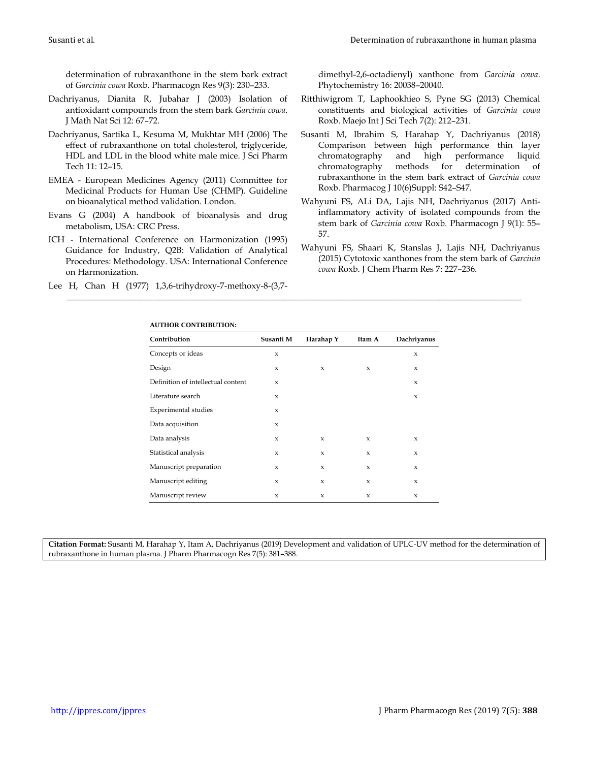determination of rubraxanthone in the stem bark extract of *Garcinia cowa* Roxb. Pharmacogn Res 9(3): 230–233.

Dachriyanus, Dianita R, Jubahar J (2003) Isolation of antioxidant compounds from the stem bark *Garcinia cowa*. J Math Nat Sci 12: 67–72.

Dachriyanus, Sartika L, Kesuma M, Mukhtar MH (2006) The effect of rubraxanthone on total cholesterol, triglyceride, HDL and LDL in the blood white male mice. J Sci Pharm Tech 11: 12–15.

EMEA - European Medicines Agency (2011) Committee for Medicinal Products for Human Use (CHMP). Guideline on bioanalytical method validation. London.

Evans G (2004) A handbook of bioanalysis and drug metabolism, USA: CRC Press.

ICH - International Conference on Harmonization (1995) Guidance for Industry, Q2B: Validation of Analytical Procedures: Methodology. USA: International Conference on Harmonization.

Lee H, Chan H (1977) 1,3,6-trihydroxy-7-methoxy-8-(3,7-dimethyl-2,6-octadienyl) xanthone from *Garcinia cowa*. Phytochemistry 16: 20038–20040.

Ritthiwigrom T, Laphookhieo S, Pyne SG (2013) Chemical constituents and biological activities of *Garcinia cowa* Roxb. Maejo Int J Sci Tech 7(2): 212–231.

Susanti M, Ibrahim S, Harahap Y, Dachriyanus (2018) Comparison between high performance thin layer chromatography and high performance liquid chromatography methods for determination of rubraxanthone in the stem bark extract of *Garcinia cowa* Roxb. Pharmacog J 10(6)Suppl: S42–S47.

Wahyuni FS, ALi DA, Lajis NH, Dachriyanus (2017) Anti-inflammatory activity of isolated compounds from the stem bark of *Garcinia cowa* Roxb. Pharmacogn J 9(1): 55–57.

Wahyuni FS, Shaari K, Stanslas J, Lajis NH, Dachriyanus (2015) Cytotoxic xanthones from the stem bark of *Garcinia cowa* Roxb. J Chem Pharm Res 7: 227–236.

---

**AUTHOR CONTRIBUTION:**

| Contribution | Susanti M | Harahap Y | Itam A | Dachriyanus |
|---|---|---|---|---|
| Concepts or ideas | x | | | x |
| Design | x | x | x | x |
| Definition of intellectual content | x | | | x |
| Literature search | x | | | x |
| Experimental studies | x | | | |
| Data acquisition | x | | | |
| Data analysis | x | x | x | x |
| Statistical analysis | x | x | x | x |
| Manuscript preparation | x | x | x | x |
| Manuscript editing | x | x | x | x |
| Manuscript review | x | x | x | x |

**Citation Format:** Susanti M, Harahap Y, Itam A, Dachriyanus (2019) Development and validation of UPLC-UV method for the determination of rubraxanthone in human plasma. J Pharm Pharmacogn Res 7(5): 381–388.